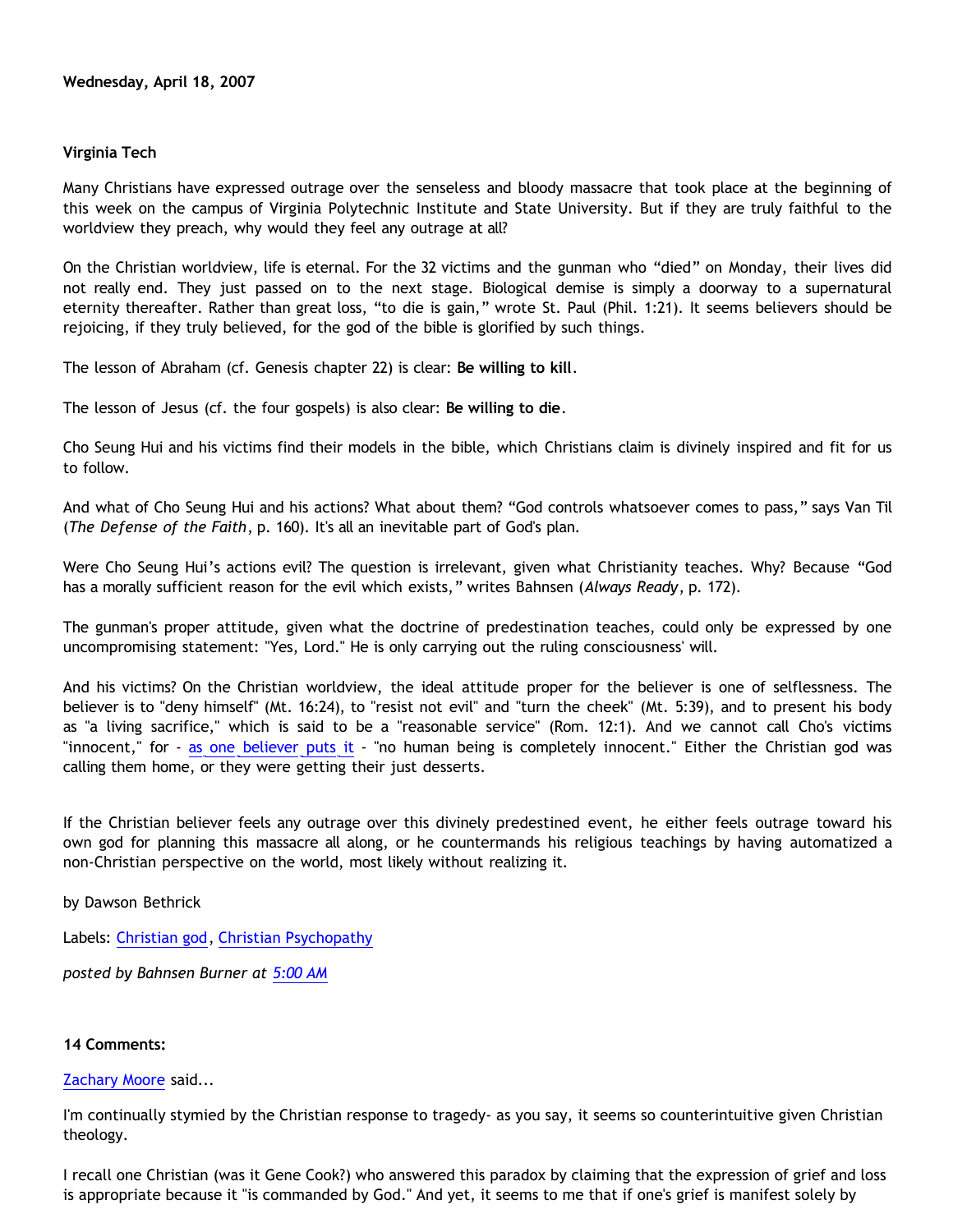**Wednesday, April 18, 2007**

**Virginia Tech**

Many Christians have expressed outrage over the senseless and bloody massacre that took place at the beginning of this week on the campus of Virginia Polytechnic Institute and State University. But if they are truly faithful to the worldview they preach, why would they feel any outrage at all?

On the Christian worldview, life is eternal. For the 32 victims and the gunman who "died" on Monday, their lives did not really end. They just passed on to the next stage. Biological demise is simply a doorway to a supernatural eternity thereafter. Rather than great loss, "to die is gain," wrote St. Paul (Phil. 1:21). It seems believers should be rejoicing, if they truly believed, for the god of the bible is glorified by such things.

The lesson of Abraham (cf. Genesis chapter 22) is clear: **Be willing to kill**.

The lesson of Jesus (cf. the four gospels) is also clear: **Be willing to die**.

Cho Seung Hui and his victims find their models in the bible, which Christians claim is divinely inspired and fit for us to follow.

And what of Cho Seung Hui and his actions? What about them? "God controls whatsoever comes to pass," says Van Til (*The Defense of the Faith*, p. 160). It's all an inevitable part of God's plan.

Were Cho Seung Hui's actions evil? The question is irrelevant, given what Christianity teaches. Why? Because "God has a morally sufficient reason for the evil which exists," writes Bahnsen (*Always Ready*, p. 172).

The gunman's proper attitude, given what the doctrine of predestination teaches, could only be expressed by one uncompromising statement: "Yes, Lord." He is only carrying out the ruling consciousness' will.

And his victims? On the Christian worldview, the ideal attitude proper for the believer is one of selflessness. The believer is to "deny himself" (Mt. 16:24), to "resist not evil" and "turn the cheek" (Mt. 5:39), and to present his body as "a living sacrifice," which is said to be a "reasonable service" (Rom. 12:1). And we cannot call Cho's victims "innocent," for - as one believer puts it - "no human being is completely innocent." Either the Christian god was calling them home, or they were getting their just desserts.

If the Christian believer feels any outrage over this divinely predestined event, he either feels outrage toward his own god for planning this massacre all along, or he countermands his religious teachings by having automatized a non-Christian perspective on the world, most likely without realizing it.

by Dawson Bethrick

Labels: Christian god, Christian Psychopathy

*posted by Bahnsen Burner at 5:00 AM*

**14 Comments:**

Zachary Moore said...

I'm continually stymied by the Christian response to tragedy- as you say, it seems so counterintuitive given Christian theology.

I recall one Christian (was it Gene Cook?) who answered this paradox by claiming that the expression of grief and loss is appropriate because it "is commanded by God." And yet, it seems to me that if one's grief is manifest solely by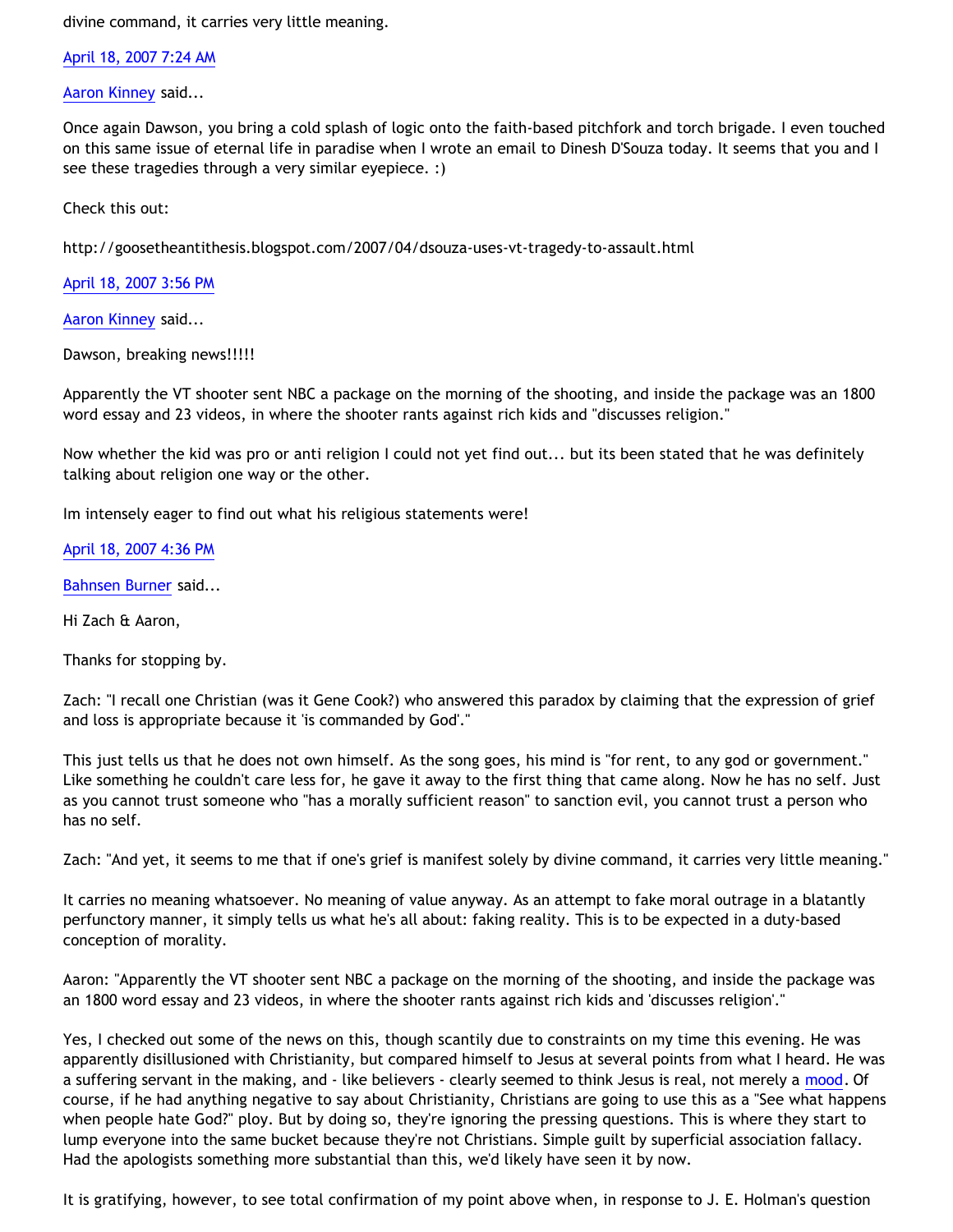divine command, it carries very little meaning.

April 18, 2007 7:24 AM

Aaron Kinney said...

Once again Dawson, you bring a cold splash of logic onto the faith-based pitchfork and torch brigade. I even touched on this same issue of eternal life in paradise when I wrote an email to Dinesh D'Souza today. It seems that you and I see these tragedies through a very similar eyepiece. :)

Check this out:

http://goosetheantithesis.blogspot.com/2007/04/dsouza-uses-vt-tragedy-to-assault.html

April 18, 2007 3:56 PM

Aaron Kinney said...

Dawson, breaking news!!!!!

Apparently the VT shooter sent NBC a package on the morning of the shooting, and inside the package was an 1800 word essay and 23 videos, in where the shooter rants against rich kids and "discusses religion."

Now whether the kid was pro or anti religion I could not yet find out... but its been stated that he was definitely talking about religion one way or the other.

Im intensely eager to find out what his religious statements were!

April 18, 2007 4:36 PM

Bahnsen Burner said...

Hi Zach & Aaron,

Thanks for stopping by.

Zach: "I recall one Christian (was it Gene Cook?) who answered this paradox by claiming that the expression of grief and loss is appropriate because it 'is commanded by God'."

This just tells us that he does not own himself. As the song goes, his mind is "for rent, to any god or government." Like something he couldn't care less for, he gave it away to the first thing that came along. Now he has no self. Just as you cannot trust someone who "has a morally sufficient reason" to sanction evil, you cannot trust a person who has no self.

Zach: "And yet, it seems to me that if one's grief is manifest solely by divine command, it carries very little meaning."

It carries no meaning whatsoever. No meaning of value anyway. As an attempt to fake moral outrage in a blatantly perfunctory manner, it simply tells us what he's all about: faking reality. This is to be expected in a duty-based conception of morality.

Aaron: "Apparently the VT shooter sent NBC a package on the morning of the shooting, and inside the package was an 1800 word essay and 23 videos, in where the shooter rants against rich kids and 'discusses religion'."

Yes, I checked out some of the news on this, though scantily due to constraints on my time this evening. He was apparently disillusioned with Christianity, but compared himself to Jesus at several points from what I heard. He was a suffering servant in the making, and - like believers - clearly seemed to think Jesus is real, not merely a mood. Of course, if he had anything negative to say about Christianity, Christians are going to use this as a "See what happens when people hate God?" ploy. But by doing so, they're ignoring the pressing questions. This is where they start to lump everyone into the same bucket because they're not Christians. Simple guilt by superficial association fallacy. Had the apologists something more substantial than this, we'd likely have seen it by now.

It is gratifying, however, to see total confirmation of my point above when, in response to J. E. Holman's question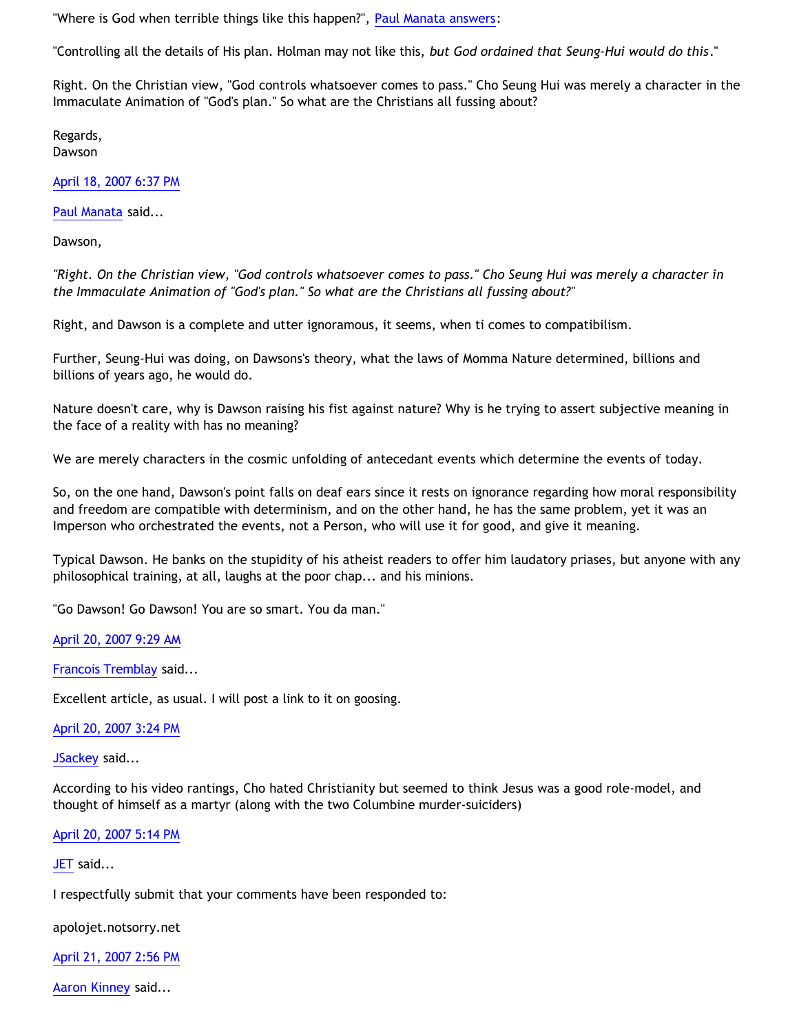"Where is God when terrible things like this happen?", Paul Manata answers:

"Controlling all the details of His plan. Holman may not like this, *but God ordained that Seung-Hui would do this*."

Right. On the Christian view, "God controls whatsoever comes to pass." Cho Seung Hui was merely a character in the Immaculate Animation of "God's plan." So what are the Christians all fussing about?

Regards,
Dawson

April 18, 2007 6:37 PM

Paul Manata said...

Dawson,

*"Right. On the Christian view, "God controls whatsoever comes to pass." Cho Seung Hui was merely a character in the Immaculate Animation of "God's plan." So what are the Christians all fussing about?"*

Right, and Dawson is a complete and utter ignoramous, it seems, when ti comes to compatibilism.

Further, Seung-Hui was doing, on Dawsons's theory, what the laws of Momma Nature determined, billions and billions of years ago, he would do.

Nature doesn't care, why is Dawson raising his fist against nature? Why is he trying to assert subjective meaning in the face of a reality with has no meaning?

We are merely characters in the cosmic unfolding of antecedant events which determine the events of today.

So, on the one hand, Dawson's point falls on deaf ears since it rests on ignorance regarding how moral responsibility and freedom are compatible with determinism, and on the other hand, he has the same problem, yet it was an Imperson who orchestrated the events, not a Person, who will use it for good, and give it meaning.

Typical Dawson. He banks on the stupidity of his atheist readers to offer him laudatory priases, but anyone with any philosophical training, at all, laughs at the poor chap... and his minions.

"Go Dawson! Go Dawson! You are so smart. You da man."

April 20, 2007 9:29 AM

Francois Tremblay said...

Excellent article, as usual. I will post a link to it on goosing.

April 20, 2007 3:24 PM

JSackey said...

According to his video rantings, Cho hated Christianity but seemed to think Jesus was a good role-model, and thought of himself as a martyr (along with the two Columbine murder-suiciders)

April 20, 2007 5:14 PM

JET said...

I respectfully submit that your comments have been responded to:

apolojet.notsorry.net

April 21, 2007 2:56 PM

Aaron Kinney said...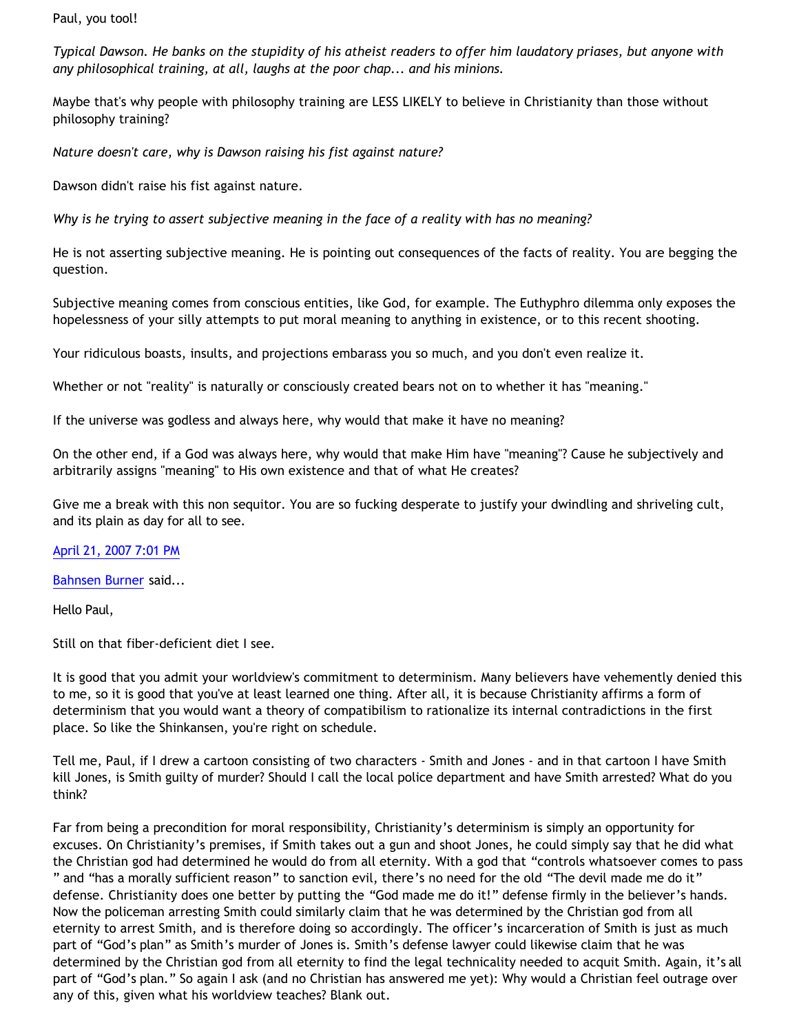Paul, you tool!

*Typical Dawson. He banks on the stupidity of his atheist readers to offer him laudatory priases, but anyone with any philosophical training, at all, laughs at the poor chap... and his minions.*

Maybe that's why people with philosophy training are LESS LIKELY to believe in Christianity than those without philosophy training?

*Nature doesn't care, why is Dawson raising his fist against nature?*

Dawson didn't raise his fist against nature.

*Why is he trying to assert subjective meaning in the face of a reality with has no meaning?*

He is not asserting subjective meaning. He is pointing out consequences of the facts of reality. You are begging the question.

Subjective meaning comes from conscious entities, like God, for example. The Euthyphro dilemma only exposes the hopelessness of your silly attempts to put moral meaning to anything in existence, or to this recent shooting.

Your ridiculous boasts, insults, and projections embarass you so much, and you don't even realize it.

Whether or not "reality" is naturally or consciously created bears not on to whether it has "meaning."

If the universe was godless and always here, why would that make it have no meaning?

On the other end, if a God was always here, why would that make Him have "meaning"? Cause he subjectively and arbitrarily assigns "meaning" to His own existence and that of what He creates?

Give me a break with this non sequitor. You are so fucking desperate to justify your dwindling and shriveling cult, and its plain as day for all to see.

April 21, 2007 7:01 PM

Bahnsen Burner said...

Hello Paul,

Still on that fiber-deficient diet I see.

It is good that you admit your worldview's commitment to determinism. Many believers have vehemently denied this to me, so it is good that you've at least learned one thing. After all, it is because Christianity affirms a form of determinism that you would want a theory of compatibilism to rationalize its internal contradictions in the first place. So like the Shinkansen, you're right on schedule.

Tell me, Paul, if I drew a cartoon consisting of two characters - Smith and Jones - and in that cartoon I have Smith kill Jones, is Smith guilty of murder? Should I call the local police department and have Smith arrested? What do you think?

Far from being a precondition for moral responsibility, Christianity's determinism is simply an opportunity for excuses. On Christianity's premises, if Smith takes out a gun and shoot Jones, he could simply say that he did what the Christian god had determined he would do from all eternity. With a god that "controls whatsoever comes to pass " and "has a morally sufficient reason" to sanction evil, there's no need for the old "The devil made me do it" defense. Christianity does one better by putting the "God made me do it!" defense firmly in the believer's hands. Now the policeman arresting Smith could similarly claim that he was determined by the Christian god from all eternity to arrest Smith, and is therefore doing so accordingly. The officer's incarceration of Smith is just as much part of "God's plan" as Smith's murder of Jones is. Smith's defense lawyer could likewise claim that he was determined by the Christian god from all eternity to find the legal technicality needed to acquit Smith. Again, it's all part of "God's plan." So again I ask (and no Christian has answered me yet): Why would a Christian feel outrage over any of this, given what his worldview teaches? Blank out.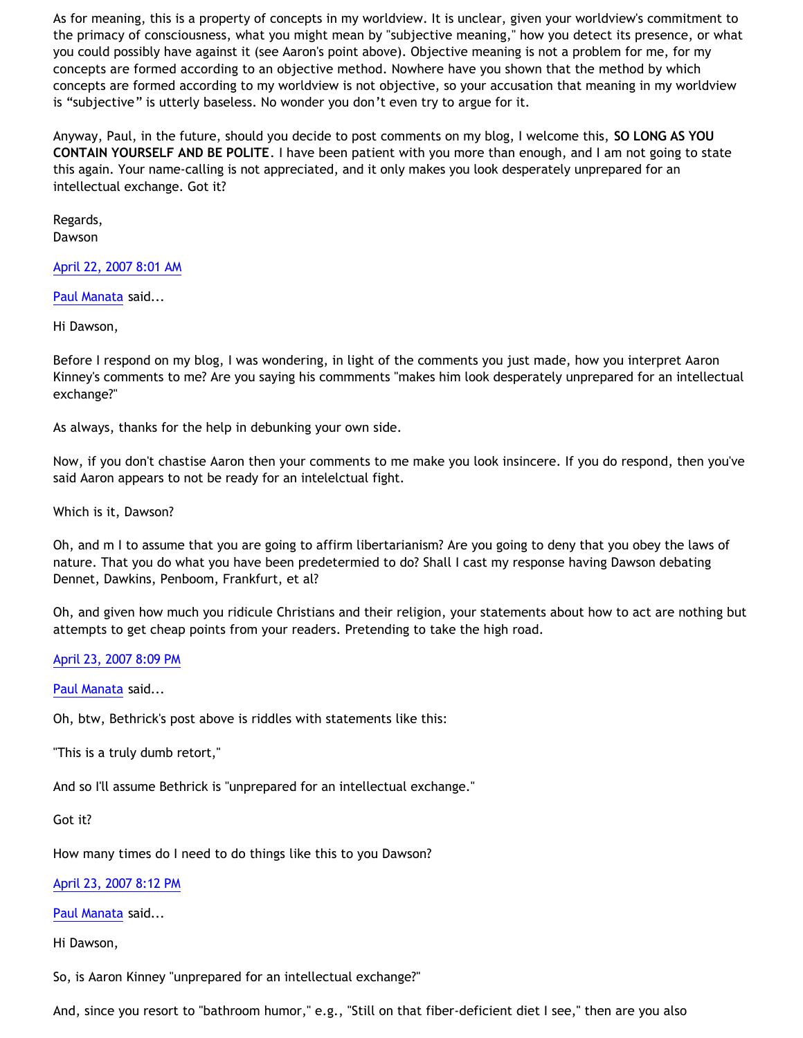As for meaning, this is a property of concepts in my worldview. It is unclear, given your worldview's commitment to the primacy of consciousness, what you might mean by "subjective meaning," how you detect its presence, or what you could possibly have against it (see Aaron's point above). Objective meaning is not a problem for me, for my concepts are formed according to an objective method. Nowhere have you shown that the method by which concepts are formed according to my worldview is not objective, so your accusation that meaning in my worldview is "subjective" is utterly baseless. No wonder you don't even try to argue for it.

Anyway, Paul, in the future, should you decide to post comments on my blog, I welcome this, **SO LONG AS YOU CONTAIN YOURSELF AND BE POLITE**. I have been patient with you more than enough, and I am not going to state this again. Your name-calling is not appreciated, and it only makes you look desperately unprepared for an intellectual exchange. Got it?

Regards,
Dawson

April 22, 2007 8:01 AM

Paul Manata said...

Hi Dawson,

Before I respond on my blog, I was wondering, in light of the comments you just made, how you interpret Aaron Kinney's comments to me? Are you saying his commments "makes him look desperately unprepared for an intellectual exchange?"

As always, thanks for the help in debunking your own side.

Now, if you don't chastise Aaron then your comments to me make you look insincere. If you do respond, then you've said Aaron appears to not be ready for an intelelctual fight.

Which is it, Dawson?

Oh, and m I to assume that you are going to affirm libertarianism? Are you going to deny that you obey the laws of nature. That you do what you have been predetermied to do? Shall I cast my response having Dawson debating Dennet, Dawkins, Penboom, Frankfurt, et al?

Oh, and given how much you ridicule Christians and their religion, your statements about how to act are nothing but attempts to get cheap points from your readers. Pretending to take the high road.

April 23, 2007 8:09 PM

Paul Manata said...

Oh, btw, Bethrick's post above is riddles with statements like this:

"This is a truly dumb retort,"

And so I'll assume Bethrick is "unprepared for an intellectual exchange."

Got it?

How many times do I need to do things like this to you Dawson?

April 23, 2007 8:12 PM

Paul Manata said...

Hi Dawson,

So, is Aaron Kinney "unprepared for an intellectual exchange?"

And, since you resort to "bathroom humor," e.g., "Still on that fiber-deficient diet I see," then are you also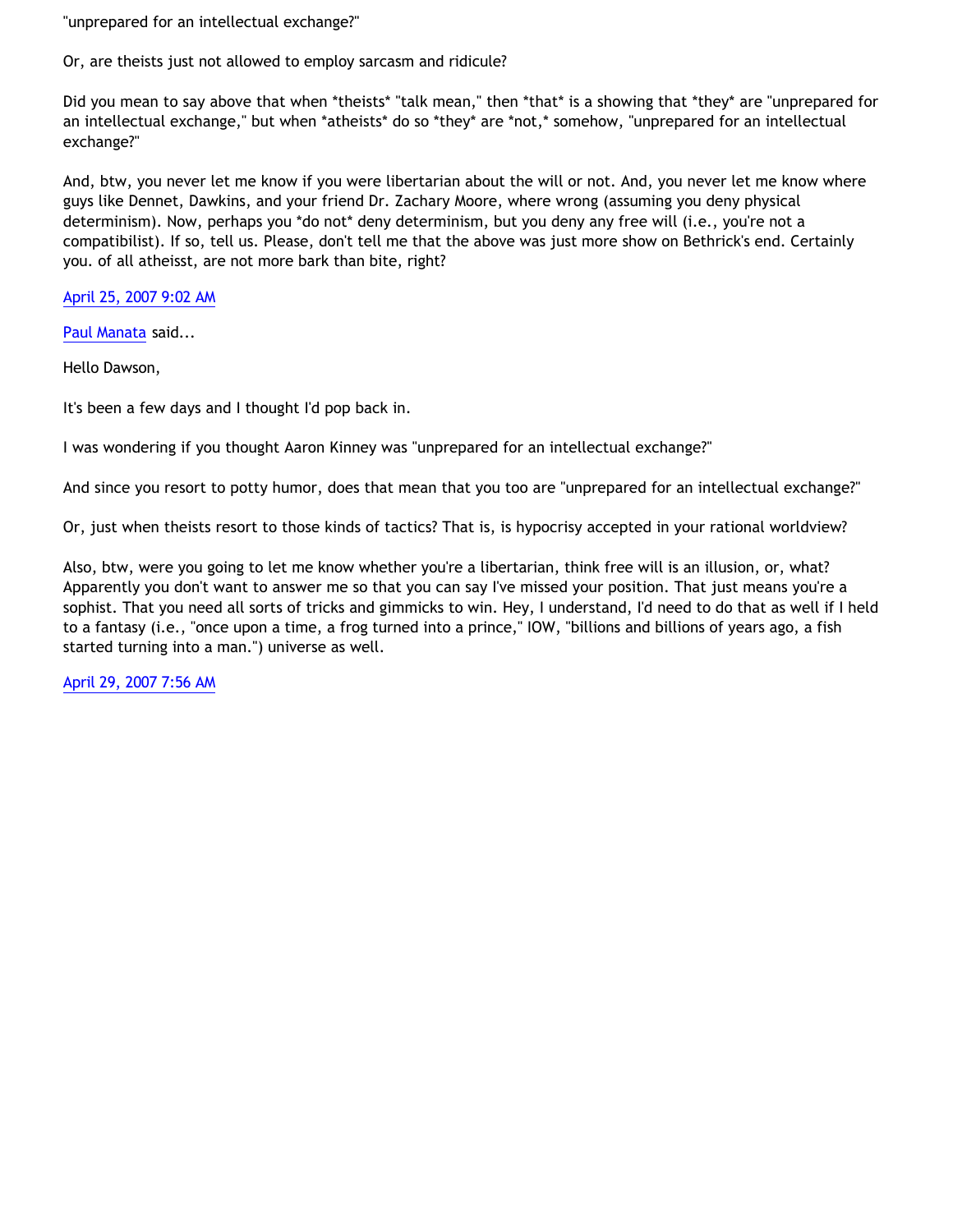"unprepared for an intellectual exchange?"

Or, are theists just not allowed to employ sarcasm and ridicule?

Did you mean to say above that when *theists* "talk mean," then *that* is a showing that *they* are "unprepared for an intellectual exchange," but when *atheists* do so *they* are *not,* somehow, "unprepared for an intellectual exchange?"

And, btw, you never let me know if you were libertarian about the will or not. And, you never let me know where guys like Dennet, Dawkins, and your friend Dr. Zachary Moore, where wrong (assuming you deny physical determinism). Now, perhaps you *do not* deny determinism, but you deny any free will (i.e., you're not a compatibilist). If so, tell us. Please, don't tell me that the above was just more show on Bethrick's end. Certainly you. of all atheisst, are not more bark than bite, right?

April 25, 2007 9:02 AM

Paul Manata said...

Hello Dawson,

It's been a few days and I thought I'd pop back in.

I was wondering if you thought Aaron Kinney was "unprepared for an intellectual exchange?"

And since you resort to potty humor, does that mean that you too are "unprepared for an intellectual exchange?"

Or, just when theists resort to those kinds of tactics? That is, is hypocrisy accepted in your rational worldview?

Also, btw, were you going to let me know whether you're a libertarian, think free will is an illusion, or, what? Apparently you don't want to answer me so that you can say I've missed your position. That just means you're a sophist. That you need all sorts of tricks and gimmicks to win. Hey, I understand, I'd need to do that as well if I held to a fantasy (i.e., "once upon a time, a frog turned into a prince," IOW, "billions and billions of years ago, a fish started turning into a man.") universe as well.

April 29, 2007 7:56 AM